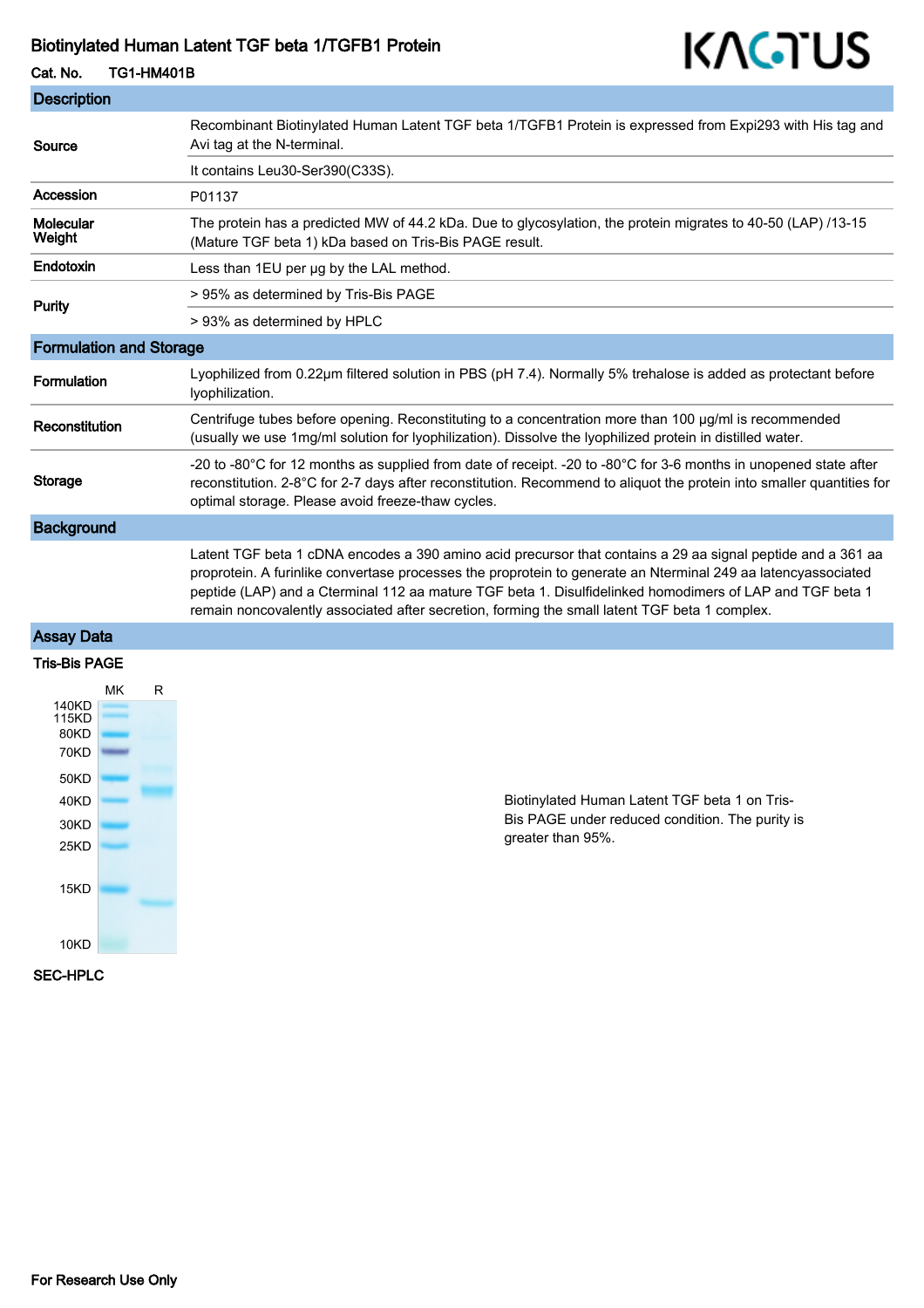# Biotinylated Human Latent TGF beta 1/TGFB1 Protein

**Cat. No.** TG1-HM401B

## Description

| | |
|---|---|
| **Source** | Recombinant Biotinylated Human Latent TGF beta 1/TGFB1 Protein is expressed from Expi293 with His tag and Avi tag at the N-terminal. |
| | It contains Leu30-Ser390(C33S). |
| **Accession** | P01137 |
| **Molecular Weight** | The protein has a predicted MW of 44.2 kDa. Due to glycosylation, the protein migrates to 40-50 (LAP) /13-15 (Mature TGF beta 1) kDa based on Tris-Bis PAGE result. |
| **Endotoxin** | Less than 1EU per μg by the LAL method. |
| **Purity** | > 95% as determined by Tris-Bis PAGE |
| | > 93% as determined by HPLC |

## Formulation and Storage

| | |
|---|---|
| **Formulation** | Lyophilized from 0.22μm filtered solution in PBS (pH 7.4). Normally 5% trehalose is added as protectant before lyophilization. |
| **Reconstitution** | Centrifuge tubes before opening. Reconstituting to a concentration more than 100 μg/ml is recommended (usually we use 1mg/ml solution for lyophilization). Dissolve the lyophilized protein in distilled water. |
| **Storage** | -20 to -80°C for 12 months as supplied from date of receipt. -20 to -80°C for 3-6 months in unopened state after reconstitution. 2-8°C for 2-7 days after reconstitution. Recommend to aliquot the protein into smaller quantities for optimal storage. Please avoid freeze-thaw cycles. |

## Background

Latent TGF beta 1 cDNA encodes a 390 amino acid precursor that contains a 29 aa signal peptide and a 361 aa proprotein. A furinlike convertase processes the proprotein to generate an Nterminal 249 aa latencyassociated peptide (LAP) and a Cterminal 112 aa mature TGF beta 1. Disulfidelinked homodimers of LAP and TGF beta 1 remain noncovalently associated after secretion, forming the small latent TGF beta 1 complex.

## Assay Data

### Tris-Bis PAGE

MK R

140KD
115KD
80KD
70KD
50KD
40KD
30KD
25KD
15KD
10KD

Biotinylated Human Latent TGF beta 1 on Tris-Bis PAGE under reduced condition. The purity is greater than 95%.

### SEC-HPLC

For Research Use Only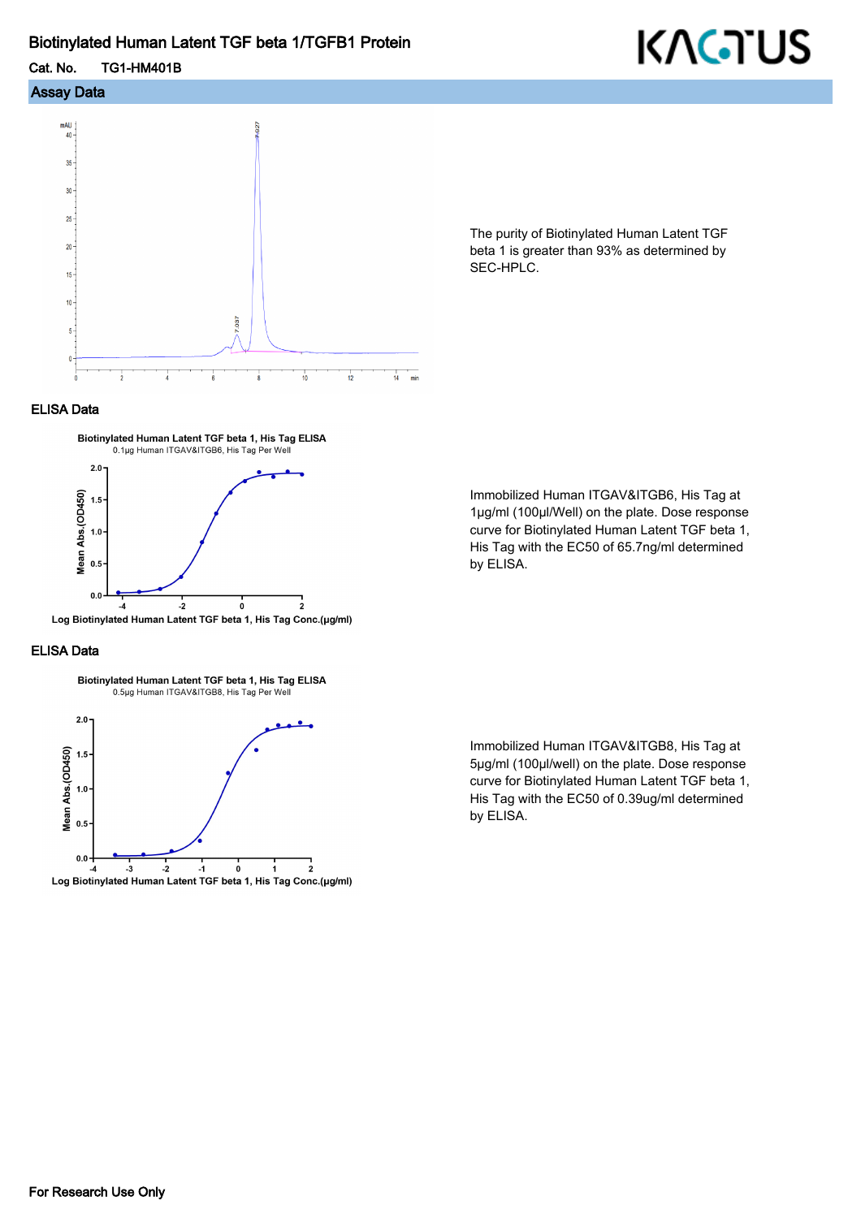# Biotinylated Human Latent TGF beta 1/TGFB1 Protein

Cat. No. TG1-HM401B

## Assay Data

mAU
40
35
30
25
20
15
10
5
0
0 2 4 6 8 10 12 14 min
7.037
7.927

The purity of Biotinylated Human Latent TGF beta 1 is greater than 93% as determined by SEC-HPLC.

## ELISA Data

Biotinylated Human Latent TGF beta 1, His Tag ELISA
0.1μg Human ITGAV&ITGB6, His Tag Per Well

Mean Abs.(OD450)
2.0
1.5
1.0
0.5
0.0
-4 -2 0 2
Log Biotinylated Human Latent TGF beta 1, His Tag Conc.(μg/ml)

Immobilized Human ITGAV&ITGB6, His Tag at 1μg/ml (100μl/Well) on the plate. Dose response curve for Biotinylated Human Latent TGF beta 1, His Tag with the EC50 of 65.7ng/ml determined by ELISA.

## ELISA Data

Biotinylated Human Latent TGF beta 1, His Tag ELISA
0.5μg Human ITGAV&ITGB8, His Tag Per Well

Mean Abs.(OD450)
2.0
1.5
1.0
0.5
0.0
-4 -3 -2 -1 0 1 2
Log Biotinylated Human Latent TGF beta 1, His Tag Conc.(μg/ml)

Immobilized Human ITGAV&ITGB8, His Tag at 5μg/ml (100μl/well) on the plate. Dose response curve for Biotinylated Human Latent TGF beta 1, His Tag with the EC50 of 0.39ug/ml determined by ELISA.

For Research Use Only